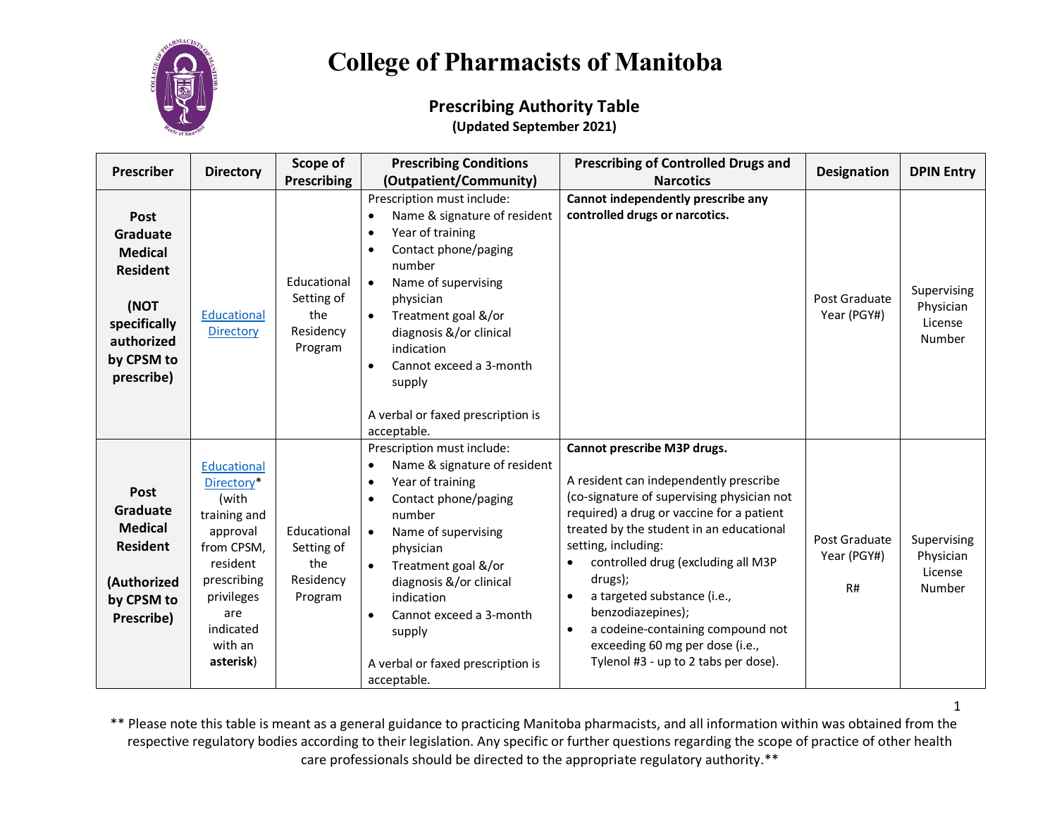# College of Pharmacists of Manitoba

## Prescribing Authority Table

**(Updated September 2021)**

| Prescriber | Directory | Scope of Prescribing | Prescribing Conditions (Outpatient/Community) | Prescribing of Controlled Drugs and Narcotics | Designation | DPIN Entry |
|---|---|---|---|---|---|---|
| **Post Graduate Medical Resident**<br><br>**(NOT specifically authorized by CPSM to prescribe)** | Educational Directory | Educational Setting of the Residency Program | Prescription must include:<br>• Name & signature of resident<br>• Year of training<br>• Contact phone/paging number<br>• Name of supervising physician<br>• Treatment goal &/or diagnosis &/or clinical indication<br>• Cannot exceed a 3-month supply<br><br>A verbal or faxed prescription is acceptable. | **Cannot independently prescribe any controlled drugs or narcotics.** | Post Graduate Year (PGY#) | Supervising Physician License Number |
| **Post Graduate Medical Resident**<br><br>**(Authorized by CPSM to Prescribe)** | Educational Directory* (with training and approval from CPSM, resident prescribing privileges are indicated with an **asterisk**) | Educational Setting of the Residency Program | Prescription must include:<br>• Name & signature of resident<br>• Year of training<br>• Contact phone/paging number<br>• Name of supervising physician<br>• Treatment goal &/or diagnosis &/or clinical indication<br>• Cannot exceed a 3-month supply<br><br>A verbal or faxed prescription is acceptable. | **Cannot prescribe M3P drugs.**<br><br>A resident can independently prescribe (co-signature of supervising physician not required) a drug or vaccine for a patient treated by the student in an educational setting, including:<br>• controlled drug (excluding all M3P drugs);<br>• a targeted substance (i.e., benzodiazepines);<br>• a codeine-containing compound not exceeding 60 mg per dose (i.e., Tylenol #3 - up to 2 tabs per dose). | Post Graduate Year (PGY#)<br><br>R# | Supervising Physician License Number |

** Please note this table is meant as a general guidance to practicing Manitoba pharmacists, and all information within was obtained from the respective regulatory bodies according to their legislation. Any specific or further questions regarding the scope of practice of other health care professionals should be directed to the appropriate regulatory authority.**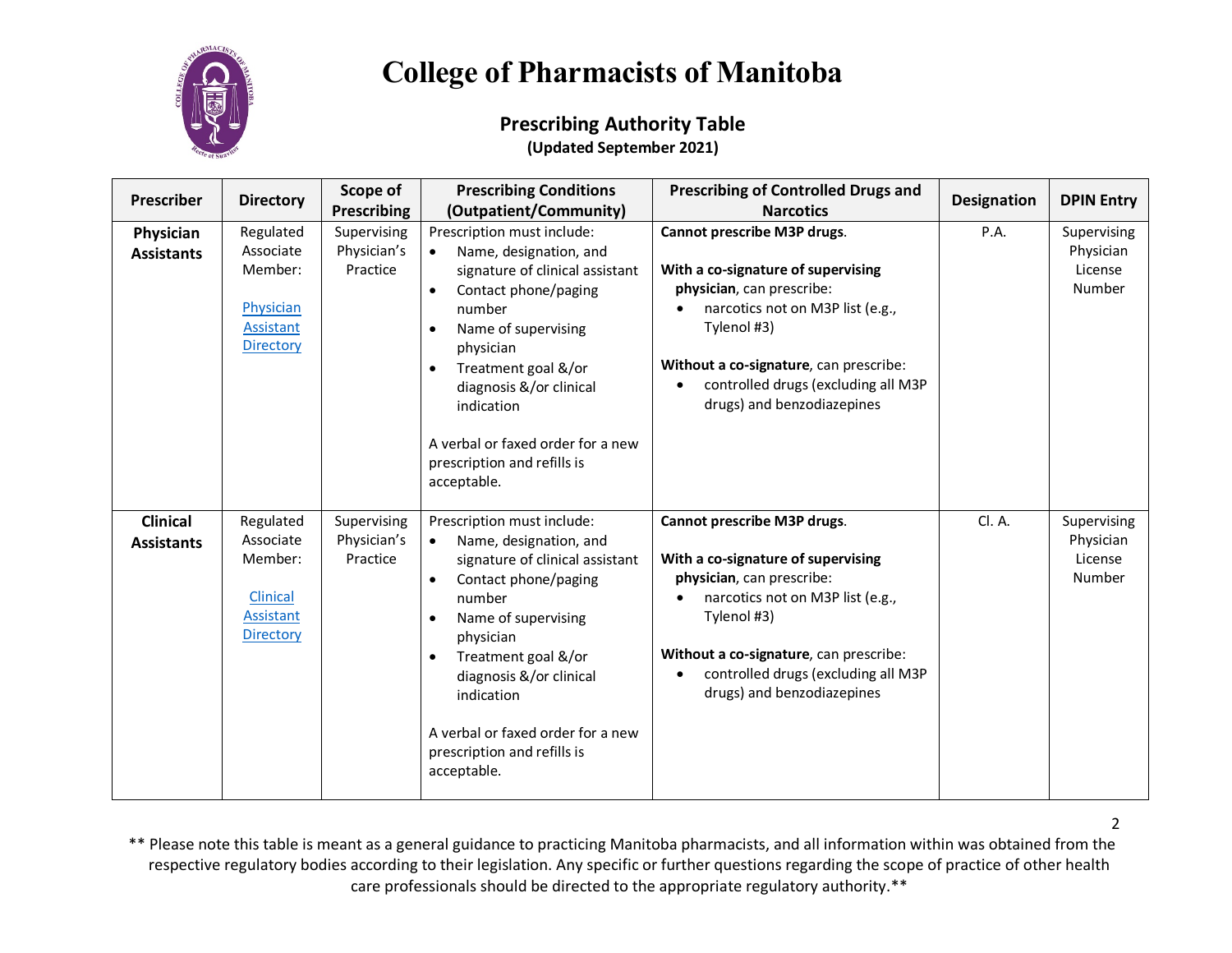# College of Pharmacists of Manitoba

## Prescribing Authority Table

**(Updated September 2021)**

| Prescriber | Directory | Scope of Prescribing | Prescribing Conditions (Outpatient/Community) | Prescribing of Controlled Drugs and Narcotics | Designation | DPIN Entry |
|---|---|---|---|---|---|---|
| **Physician Assistants** | Regulated Associate Member: [Physician Assistant Directory] | Supervising Physician's Practice | Prescription must include: <br>• Name, designation, and signature of clinical assistant <br>• Contact phone/paging number <br>• Name of supervising physician <br>• Treatment goal &/or diagnosis &/or clinical indication <br><br>A verbal or faxed order for a new prescription and refills is acceptable. | **Cannot prescribe M3P drugs**. <br><br>**With a co-signature of supervising physician**, can prescribe: <br>• narcotics not on M3P list (e.g., Tylenol #3) <br><br>**Without a co-signature**, can prescribe: <br>• controlled drugs (excluding all M3P drugs) and benzodiazepines | P.A. | Supervising Physician License Number |
| **Clinical Assistants** | Regulated Associate Member: [Clinical Assistant Directory] | Supervising Physician's Practice | Prescription must include: <br>• Name, designation, and signature of clinical assistant <br>• Contact phone/paging number <br>• Name of supervising physician <br>• Treatment goal &/or diagnosis &/or clinical indication <br><br>A verbal or faxed order for a new prescription and refills is acceptable. | **Cannot prescribe M3P drugs**. <br><br>**With a co-signature of supervising physician**, can prescribe: <br>• narcotics not on M3P list (e.g., Tylenol #3) <br><br>**Without a co-signature**, can prescribe: <br>• controlled drugs (excluding all M3P drugs) and benzodiazepines | Cl. A. | Supervising Physician License Number |

** Please note this table is meant as a general guidance to practicing Manitoba pharmacists, and all information within was obtained from the respective regulatory bodies according to their legislation. Any specific or further questions regarding the scope of practice of other health care professionals should be directed to the appropriate regulatory authority.**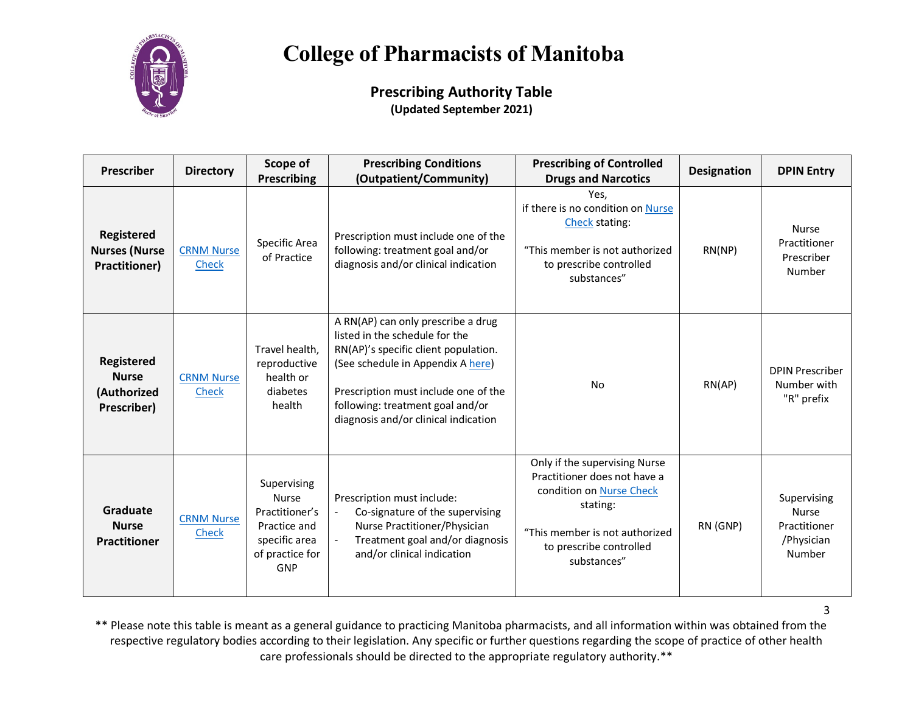# College of Pharmacists of Manitoba

## Prescribing Authority Table

**(Updated September 2021)**

| Prescriber | Directory | Scope of Prescribing | Prescribing Conditions (Outpatient/Community) | Prescribing of Controlled Drugs and Narcotics | Designation | DPIN Entry |
|---|---|---|---|---|---|---|
| **Registered Nurses (Nurse Practitioner)** | CRNM Nurse Check | Specific Area of Practice | Prescription must include one of the following: treatment goal and/or diagnosis and/or clinical indication | Yes, if there is no condition on Nurse Check stating: "This member is not authorized to prescribe controlled substances" | RN(NP) | Nurse Practitioner Prescriber Number |
| **Registered Nurse (Authorized Prescriber)** | CRNM Nurse Check | Travel health, reproductive health or diabetes health | A RN(AP) can only prescribe a drug listed in the schedule for the RN(AP)'s specific client population. (See schedule in Appendix A here)<br><br>Prescription must include one of the following: treatment goal and/or diagnosis and/or clinical indication | No | RN(AP) | DPIN Prescriber Number with "R" prefix |
| **Graduate Nurse Practitioner** | CRNM Nurse Check | Supervising Nurse Practitioner's Practice and specific area of practice for GNP | Prescription must include:<br>- Co-signature of the supervising Nurse Practitioner/Physician<br>- Treatment goal and/or diagnosis and/or clinical indication | Only if the supervising Nurse Practitioner does not have a condition on Nurse Check stating: "This member is not authorized to prescribe controlled substances" | RN (GNP) | Supervising Nurse Practitioner /Physician Number |

** Please note this table is meant as a general guidance to practicing Manitoba pharmacists, and all information within was obtained from the respective regulatory bodies according to their legislation. Any specific or further questions regarding the scope of practice of other health care professionals should be directed to the appropriate regulatory authority.**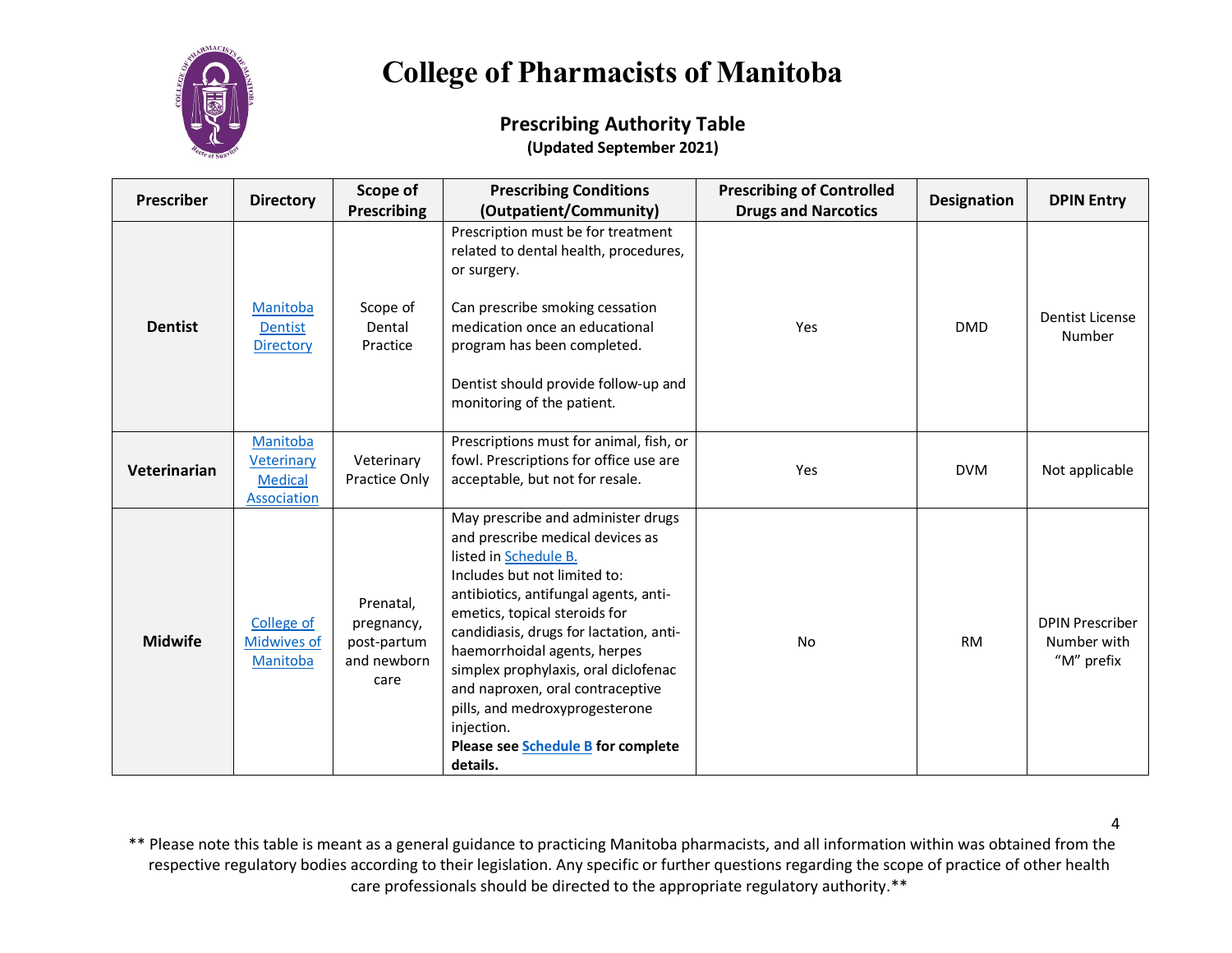# College of Pharmacists of Manitoba

## Prescribing Authority Table

**(Updated September 2021)**

| Prescriber | Directory | Scope of Prescribing | Prescribing Conditions (Outpatient/Community) | Prescribing of Controlled Drugs and Narcotics | Designation | DPIN Entry |
|---|---|---|---|---|---|---|
| **Dentist** | [Manitoba Dentist Directory] | Scope of Dental Practice | Prescription must be for treatment related to dental health, procedures, or surgery.<br><br>Can prescribe smoking cessation medication once an educational program has been completed.<br><br>Dentist should provide follow-up and monitoring of the patient. | Yes | DMD | Dentist License Number |
| **Veterinarian** | [Manitoba Veterinary Medical Association] | Veterinary Practice Only | Prescriptions must for animal, fish, or fowl. Prescriptions for office use are acceptable, but not for resale. | Yes | DVM | Not applicable |
| **Midwife** | [College of Midwives of Manitoba] | Prenatal, pregnancy, post-partum and newborn care | May prescribe and administer drugs and prescribe medical devices as listed in [Schedule B.]<br>Includes but not limited to: antibiotics, antifungal agents, anti-emetics, topical steroids for candidiasis, drugs for lactation, anti-haemorrhoidal agents, herpes simplex prophylaxis, oral diclofenac and naproxen, oral contraceptive pills, and medroxyprogesterone injection.<br>**Please see [Schedule B] for complete details.** | No | RM | DPIN Prescriber Number with "M" prefix |

** Please note this table is meant as a general guidance to practicing Manitoba pharmacists, and all information within was obtained from the respective regulatory bodies according to their legislation. Any specific or further questions regarding the scope of practice of other health care professionals should be directed to the appropriate regulatory authority.**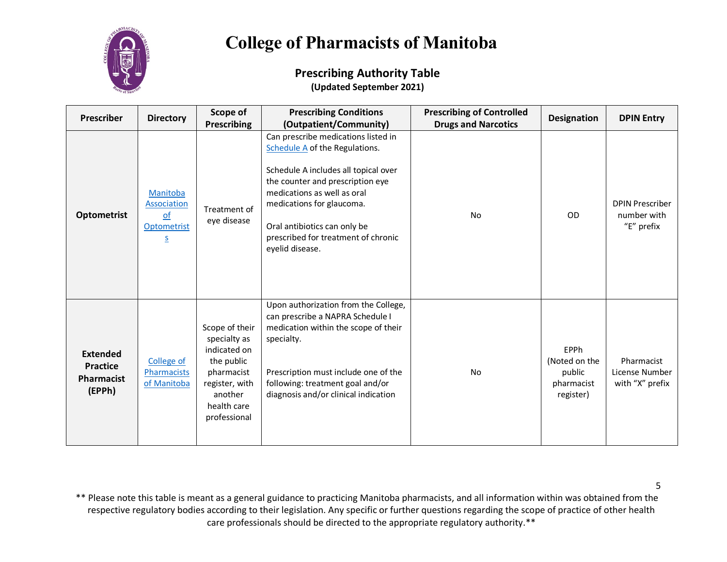# College of Pharmacists of Manitoba

## Prescribing Authority Table

**(Updated September 2021)**

| Prescriber | Directory | Scope of Prescribing | Prescribing Conditions (Outpatient/Community) | Prescribing of Controlled Drugs and Narcotics | Designation | DPIN Entry |
|---|---|---|---|---|---|---|
| **Optometrist** | Manitoba Association of Optometrists | Treatment of eye disease | Can prescribe medications listed in Schedule A of the Regulations.<br><br>Schedule A includes all topical over the counter and prescription eye medications as well as oral medications for glaucoma.<br><br>Oral antibiotics can only be prescribed for treatment of chronic eyelid disease. | No | OD | DPIN Prescriber number with "E" prefix |
| **Extended Practice Pharmacist (EPPh)** | College of Pharmacists of Manitoba | Scope of their specialty as indicated on the public pharmacist register, with another health care professional | Upon authorization from the College, can prescribe a NAPRA Schedule I medication within the scope of their specialty.<br><br>Prescription must include one of the following: treatment goal and/or diagnosis and/or clinical indication | No | EPPh (Noted on the public pharmacist register) | Pharmacist License Number with "X" prefix |

** Please note this table is meant as a general guidance to practicing Manitoba pharmacists, and all information within was obtained from the respective regulatory bodies according to their legislation. Any specific or further questions regarding the scope of practice of other health care professionals should be directed to the appropriate regulatory authority.**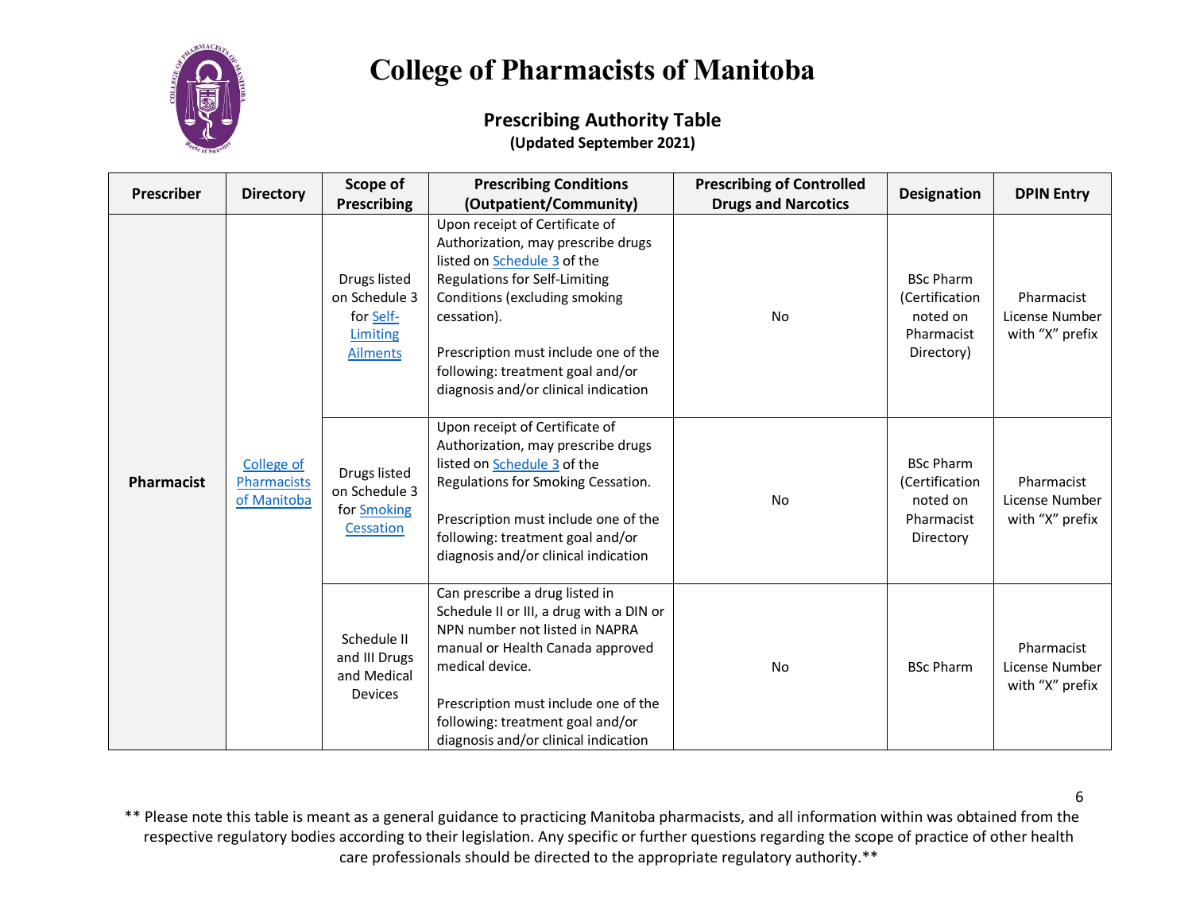# College of Pharmacists of Manitoba

## Prescribing Authority Table

**(Updated September 2021)**

| Prescriber | Directory | Scope of Prescribing | Prescribing Conditions (Outpatient/Community) | Prescribing of Controlled Drugs and Narcotics | Designation | DPIN Entry |
|---|---|---|---|---|---|---|
| **Pharmacist** | College of Pharmacists of Manitoba | Drugs listed on Schedule 3 for Self-Limiting Ailments | Upon receipt of Certificate of Authorization, may prescribe drugs listed on Schedule 3 of the Regulations for Self-Limiting Conditions (excluding smoking cessation).<br><br>Prescription must include one of the following: treatment goal and/or diagnosis and/or clinical indication | No | BSc Pharm (Certification noted on Pharmacist Directory) | Pharmacist License Number with "X" prefix |
| | | Drugs listed on Schedule 3 for Smoking Cessation | Upon receipt of Certificate of Authorization, may prescribe drugs listed on Schedule 3 of the Regulations for Smoking Cessation.<br><br>Prescription must include one of the following: treatment goal and/or diagnosis and/or clinical indication | No | BSc Pharm (Certification noted on Pharmacist Directory | Pharmacist License Number with "X" prefix |
| | | Schedule II and III Drugs and Medical Devices | Can prescribe a drug listed in Schedule II or III, a drug with a DIN or NPN number not listed in NAPRA manual or Health Canada approved medical device.<br><br>Prescription must include one of the following: treatment goal and/or diagnosis and/or clinical indication | No | BSc Pharm | Pharmacist License Number with "X" prefix |

** Please note this table is meant as a general guidance to practicing Manitoba pharmacists, and all information within was obtained from the respective regulatory bodies according to their legislation. Any specific or further questions regarding the scope of practice of other health care professionals should be directed to the appropriate regulatory authority.**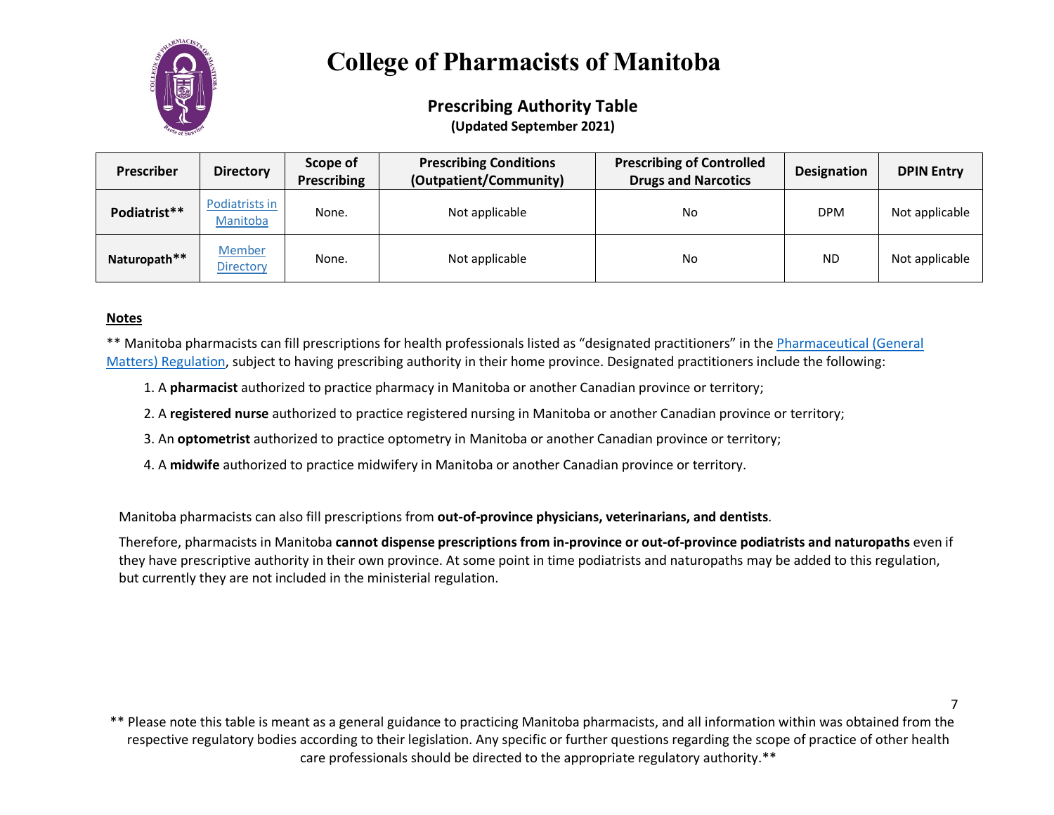# College of Pharmacists of Manitoba

## Prescribing Authority Table

**(Updated September 2021)**

| Prescriber | Directory | Scope of Prescribing | Prescribing Conditions (Outpatient/Community) | Prescribing of Controlled Drugs and Narcotics | Designation | DPIN Entry |
|---|---|---|---|---|---|---|
| **Podiatrist**** | Podiatrists in Manitoba | None. | Not applicable | No | DPM | Not applicable |
| **Naturopath**** | Member Directory | None. | Not applicable | No | ND | Not applicable |

**Notes**

** Manitoba pharmacists can fill prescriptions for health professionals listed as "designated practitioners" in the Pharmaceutical (General Matters) Regulation, subject to having prescribing authority in their home province. Designated practitioners include the following:

1. A **pharmacist** authorized to practice pharmacy in Manitoba or another Canadian province or territory;
2. A **registered nurse** authorized to practice registered nursing in Manitoba or another Canadian province or territory;
3. An **optometrist** authorized to practice optometry in Manitoba or another Canadian province or territory;
4. A **midwife** authorized to practice midwifery in Manitoba or another Canadian province or territory.

Manitoba pharmacists can also fill prescriptions from **out-of-province physicians, veterinarians, and dentists**.

Therefore, pharmacists in Manitoba **cannot dispense prescriptions from in-province or out-of-province podiatrists and naturopaths** even if they have prescriptive authority in their own province. At some point in time podiatrists and naturopaths may be added to this regulation, but currently they are not included in the ministerial regulation.

** Please note this table is meant as a general guidance to practicing Manitoba pharmacists, and all information within was obtained from the respective regulatory bodies according to their legislation. Any specific or further questions regarding the scope of practice of other health care professionals should be directed to the appropriate regulatory authority.**